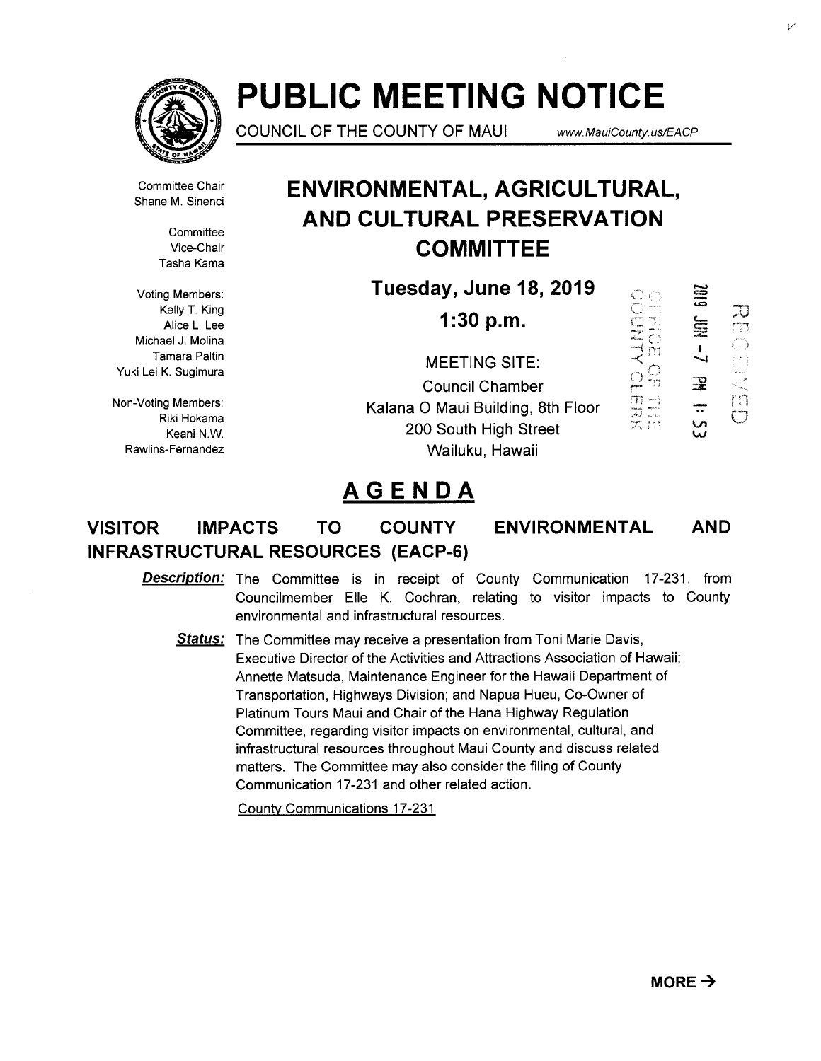# PUBLIC MEETING NOTICE

COUNCIL OF THE COUNTY OF MAUI www.MauiCounty.us/EACP

Committee Chair
Shane M. Sinenci

Committee
Vice-Chair
Tasha Kama

Voting Members:
Kelly T. King
Alice L. Lee
Michael J. Molina
Tamara Paltin
Yuki Lei K. Sugimura

Non-Voting Members:
Riki Hokama
Keani N.W.
Rawlins-Fernandez

## ENVIRONMENTAL, AGRICULTURAL, AND CULTURAL PRESERVATION COMMITTEE

**Tuesday, June 18, 2019**

**1:30 p.m.**

MEETING SITE:
Council Chamber
Kalana O Maui Building, 8th Floor
200 South High Street
Wailuku, Hawaii

OFFICE OF THE COUNTY CLERK
2019 JUN -7 PM 1:53
RECEIVED

## AGENDA

### VISITOR IMPACTS TO COUNTY ENVIRONMENTAL AND INFRASTRUCTURAL RESOURCES (EACP-6)

***Description:*** The Committee is in receipt of County Communication 17-231, from Councilmember Elle K. Cochran, relating to visitor impacts to County environmental and infrastructural resources.

***Status:*** The Committee may receive a presentation from Toni Marie Davis, Executive Director of the Activities and Attractions Association of Hawaii; Annette Matsuda, Maintenance Engineer for the Hawaii Department of Transportation, Highways Division; and Napua Hueu, Co-Owner of Platinum Tours Maui and Chair of the Hana Highway Regulation Committee, regarding visitor impacts on environmental, cultural, and infrastructural resources throughout Maui County and discuss related matters. The Committee may also consider the filing of County Communication 17-231 and other related action.

County Communications 17-231

**MORE →**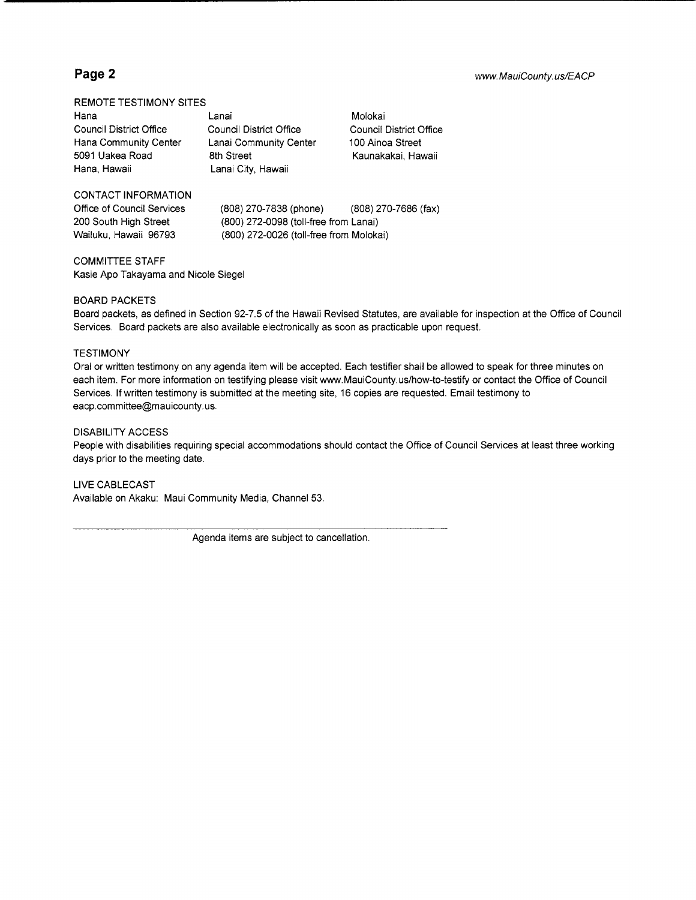REMOTE TESTIMONY SITES

| Hana | Lanai | Molokai |
|---|---|---|
| Council District Office | Council District Office | Council District Office |
| Hana Community Center | Lanai Community Center | 100 Ainoa Street |
| 5091 Uakea Road | 8th Street | Kaunakakai, Hawaii |
| Hana, Hawaii | Lanai City, Hawaii | |

CONTACT INFORMATION

| | | |
|---|---|---|
| Office of Council Services | (808) 270-7838 (phone) | (808) 270-7686 (fax) |
| 200 South High Street | (800) 272-0098 (toll-free from Lanai) | |
| Wailuku, Hawaii 96793 | (800) 272-0026 (toll-free from Molokai) | |

COMMITTEE STAFF

Kasie Apo Takayama and Nicole Siegel

BOARD PACKETS

Board packets, as defined in Section 92-7.5 of the Hawaii Revised Statutes, are available for inspection at the Office of Council Services. Board packets are also available electronically as soon as practicable upon request.

TESTIMONY

Oral or written testimony on any agenda item will be accepted. Each testifier shall be allowed to speak for three minutes on each item. For more information on testifying please visit www.MauiCounty.us/how-to-testify or contact the Office of Council Services. If written testimony is submitted at the meeting site, 16 copies are requested. Email testimony to eacp.committee@mauicounty.us.

DISABILITY ACCESS

People with disabilities requiring special accommodations should contact the Office of Council Services at least three working days prior to the meeting date.

LIVE CABLECAST

Available on Akaku: Maui Community Media, Channel 53.

---

Agenda items are subject to cancellation.